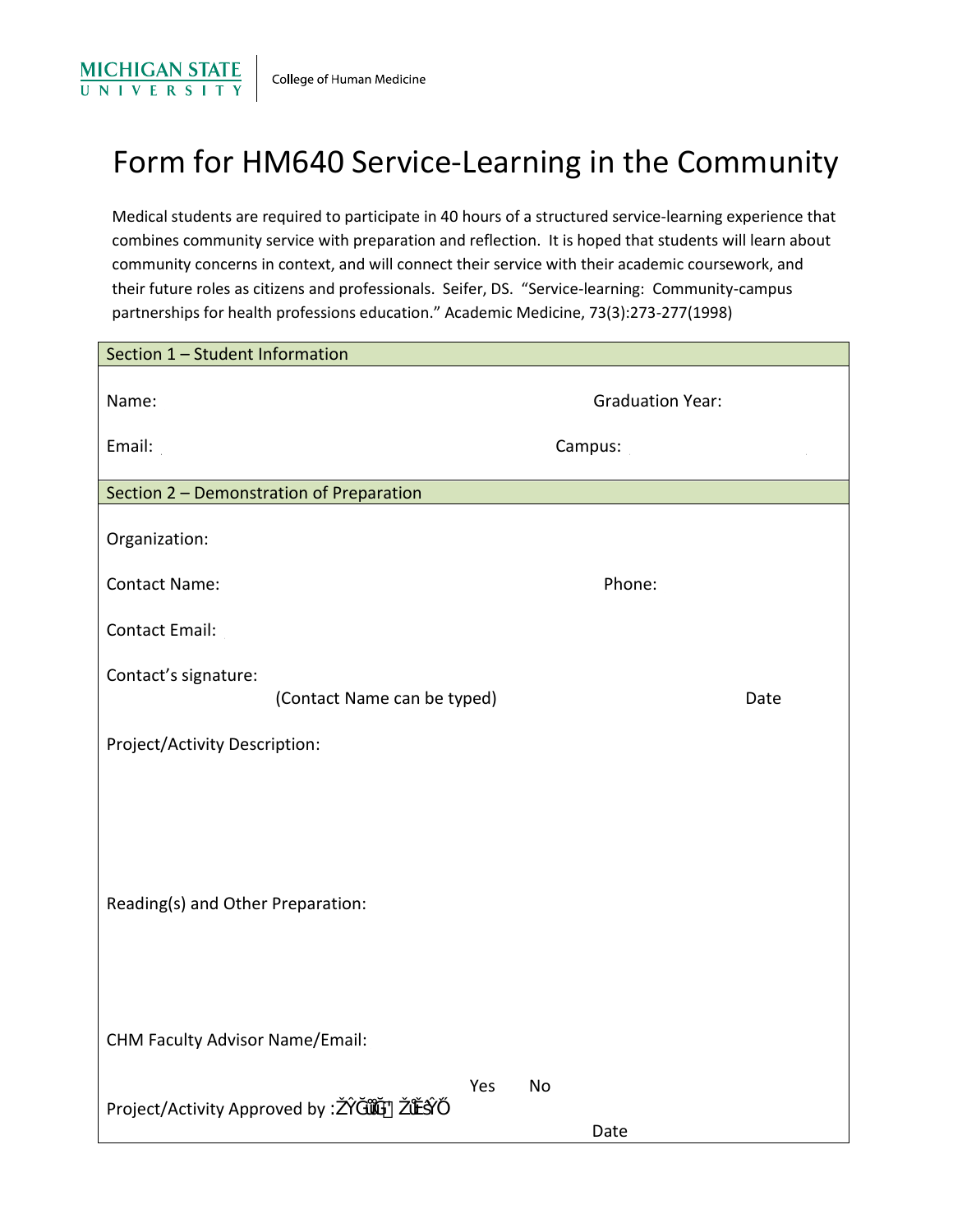MICHIGAN STATE UNIVERSITY | College of Human Medicine

# Form for HM640 Service-Learning in the Community

Medical students are required to participate in 40 hours of a structured service-learning experience that combines community service with preparation and reflection. It is hoped that students will learn about community concerns in context, and will connect their service with their academic coursework, and their future roles as citizens and professionals. Seifer, DS. "Service-learning: Community-campus partnerships for health professions education." Academic Medicine, 73(3):273-277(1998)

## Section 1 – Student Information

Name: Graduation Year:

Email: Campus:

## Section 2 – Demonstration of Preparation

Organization:

Contact Name: Phone:

Contact Email:

Contact's signature:
(Contact Name can be typed) Date

Project/Activity Description:

Reading(s) and Other Preparation:

CHM Faculty Advisor Name/Email:

Project/Activity Approved by :ŽŶĂƚŚĂŶ ŽĞƐŚŽ Yes No

Date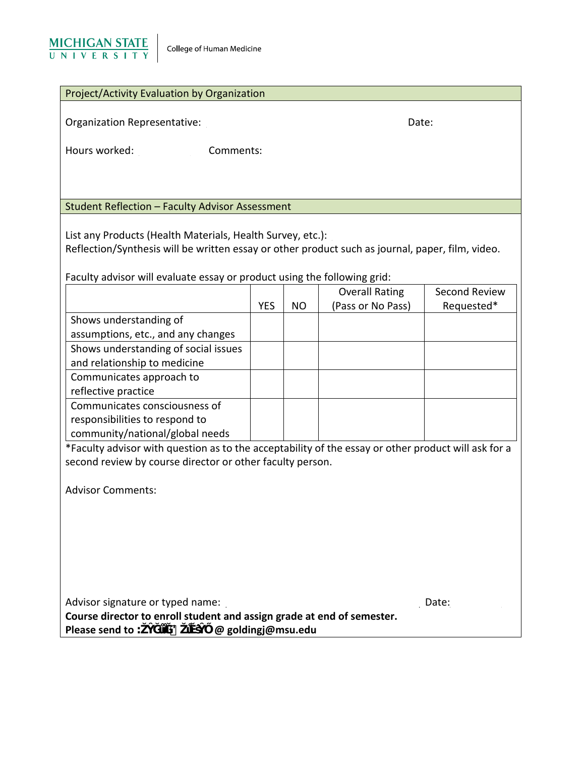MICHIGAN STATE UNIVERSITY | College of Human Medicine

## Project/Activity Evaluation by Organization

Organization Representative: Date:

Hours worked: Comments:

## Student Reflection – Faculty Advisor Assessment

List any Products (Health Materials, Health Survey, etc.):
Reflection/Synthesis will be written essay or other product such as journal, paper, film, video.

Faculty advisor will evaluate essay or product using the following grid:

| | YES | NO | Overall Rating (Pass or No Pass) | Second Review Requested* |
|---|---|---|---|---|
| Shows understanding of assumptions, etc., and any changes | | | | |
| Shows understanding of social issues and relationship to medicine | | | | |
| Communicates approach to reflective practice | | | | |
| Communicates consciousness of responsibilities to respond to community/national/global needs | | | | |

*Faculty advisor with question as to the acceptability of the essay or other product will ask for a second review by course director or other faculty person.

Advisor Comments:

Advisor signature or typed name: Date:

**Course director to enroll student and assign grade at end of semester.**
**Please send to :ŽŷĐĞůǇŶ ŽůĚŝŶŐ @ goldingj@msu.edu**